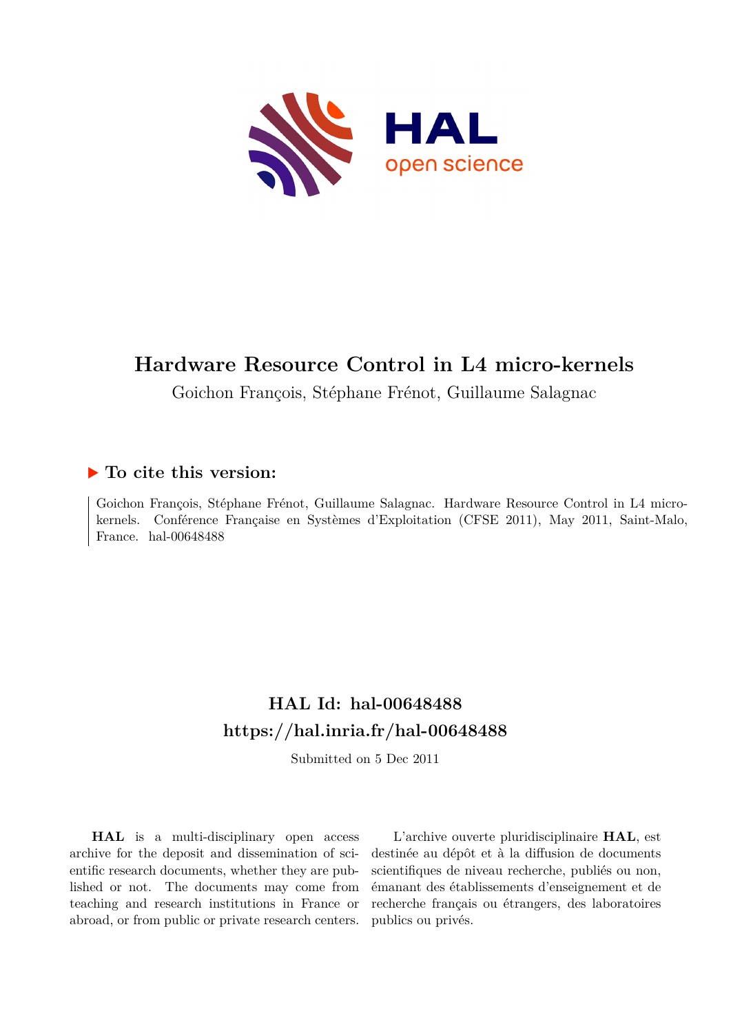# Hardware Resource Control in L4 micro-kernels

Goichon François, Stéphane Frénot, Guillaume Salagnac

## ▶ To cite this version:

Goichon François, Stéphane Frénot, Guillaume Salagnac. Hardware Resource Control in L4 micro-kernels. Conférence Française en Systèmes d'Exploitation (CFSE 2011), May 2011, Saint-Malo, France. hal-00648488

## HAL Id: hal-00648488
## https://hal.inria.fr/hal-00648488

Submitted on 5 Dec 2011

**HAL** is a multi-disciplinary open access archive for the deposit and dissemination of scientific research documents, whether they are published or not. The documents may come from teaching and research institutions in France or abroad, or from public or private research centers.

L'archive ouverte pluridisciplinaire **HAL**, est destinée au dépôt et à la diffusion de documents scientifiques de niveau recherche, publiés ou non, émanant des établissements d'enseignement et de recherche français ou étrangers, des laboratoires publics ou privés.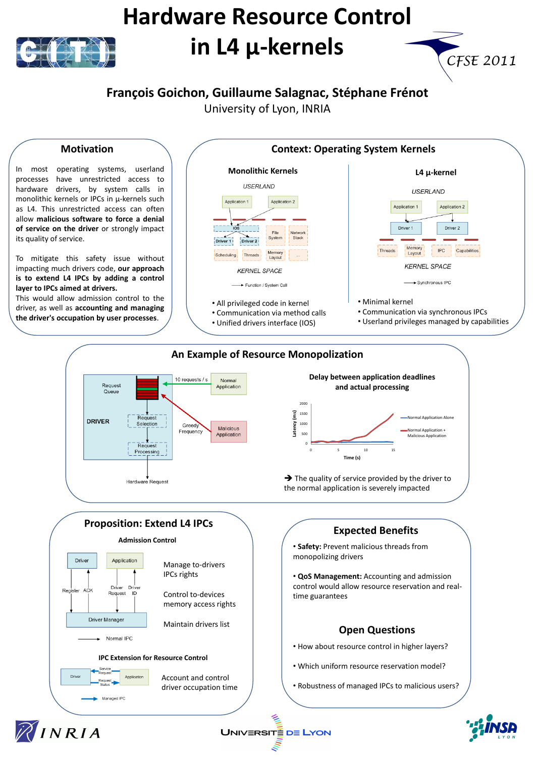# Hardware Resource Control in L4 µ-kernels

CFSE 2011

**François Goichon, Guillaume Salagnac, Stéphane Frénot**

University of Lyon, INRIA

## Motivation

In most operating systems, userland processes have unrestricted access to hardware drivers, by system calls in monolithic kernels or IPCs in µ-kernels such as L4. This unrestricted access can often allow **malicious software to force a denial of service on the driver** or strongly impact its quality of service.

To mitigate this safety issue without impacting much drivers code, **our approach is to extend L4 IPCs by adding a control layer to IPCs aimed at drivers.**

This would allow admission control to the driver, as well as **accounting and managing the driver's occupation by user processes**.

## Context: Operating System Kernels

### Monolithic Kernels

USERLAND

Application 1

Application 2

IOS

Driver 1

Driver 2

File System

Network Stack

Scheduling

Threads

Memory Layout

...

KERNEL SPACE

Function / System Call

- All privileged code in kernel
- Communication via method calls
- Unified drivers interface (IOS)

### L4 µ-kernel

USERLAND

Application 1

Application 2

Driver 1

Driver 2

Threads

Memory Layout

IPC

Capabilities

KERNEL SPACE

Synchronous IPC

- Minimal kernel
- Communication via synchronous IPCs
- Userland privileges managed by capabilities

## An Example of Resource Monopolization

Request Queue

DRIVER

Request Selection

Request Processing

Hardware Request

10 requests / s

Normal Application

Greedy Frequency

Malicious Application

**Delay between application deadlines and actual processing**

Latency (ms)

2000

1500

1000

500

0

0

5

10

15

Time (s)

Normal Application Alone

Normal Application + Malicious Application

➔ The quality of service provided by the driver to the normal application is severely impacted

## Proposition: Extend L4 IPCs

### Admission Control

Driver

Application

Register

ACK

Driver Request

Driver ID

Driver Manager

Normal IPC

Manage to-drivers IPCs rights

Control to-devices memory access rights

Maintain drivers list

### IPC Extension for Resource Control

Driver

Service Request

Request Status

Application

Managed IPC

Account and control driver occupation time

## Expected Benefits

- **Safety:** Prevent malicious threads from monopolizing drivers
- **QoS Management:** Accounting and admission control would allow resource reservation and real-time guarantees

## Open Questions

- How about resource control in higher layers?
- Which uniform resource reservation model?
- Robustness of managed IPCs to malicious users?

INRIA

Université de Lyon

INSA Lyon